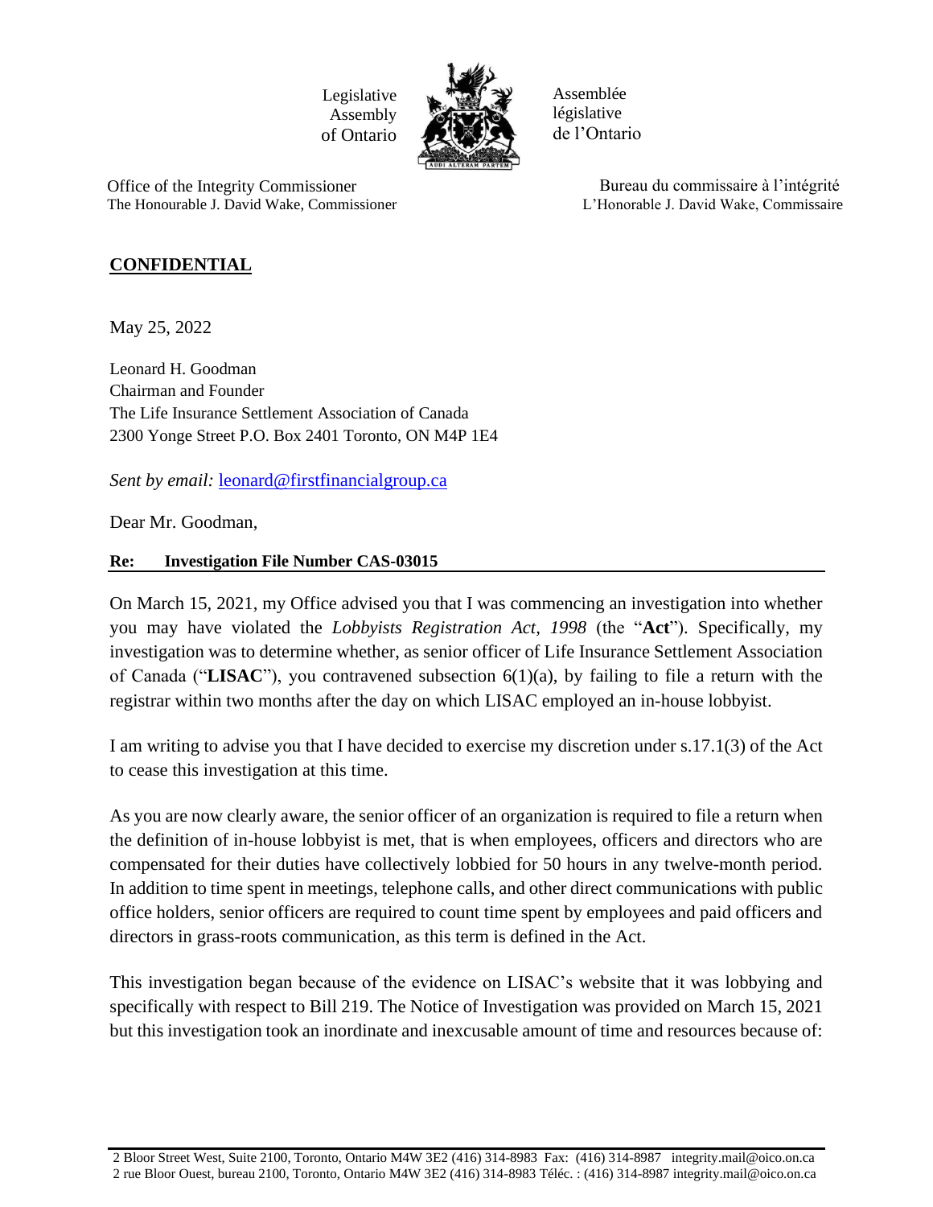Legislative Assembly of Ontario

Assemblée législative de l'Ontario

Office of the Integrity Commissioner
The Honourable J. David Wake, Commissioner

Bureau du commissaire à l'intégrité
L'Honorable J. David Wake, Commissaire

**CONFIDENTIAL**

May 25, 2022

Leonard H. Goodman
Chairman and Founder
The Life Insurance Settlement Association of Canada
2300 Yonge Street P.O. Box 2401 Toronto, ON M4P 1E4

*Sent by email:* leonard@firstfinancialgroup.ca

Dear Mr. Goodman,

**Re: Investigation File Number CAS-03015**

On March 15, 2021, my Office advised you that I was commencing an investigation into whether you may have violated the *Lobbyists Registration Act, 1998* (the "**Act**"). Specifically, my investigation was to determine whether, as senior officer of Life Insurance Settlement Association of Canada ("**LISAC**"), you contravened subsection 6(1)(a), by failing to file a return with the registrar within two months after the day on which LISAC employed an in-house lobbyist.

I am writing to advise you that I have decided to exercise my discretion under s.17.1(3) of the Act to cease this investigation at this time.

As you are now clearly aware, the senior officer of an organization is required to file a return when the definition of in-house lobbyist is met, that is when employees, officers and directors who are compensated for their duties have collectively lobbied for 50 hours in any twelve-month period. In addition to time spent in meetings, telephone calls, and other direct communications with public office holders, senior officers are required to count time spent by employees and paid officers and directors in grass-roots communication, as this term is defined in the Act.

This investigation began because of the evidence on LISAC's website that it was lobbying and specifically with respect to Bill 219. The Notice of Investigation was provided on March 15, 2021 but this investigation took an inordinate and inexcusable amount of time and resources because of:

2 Bloor Street West, Suite 2100, Toronto, Ontario M4W 3E2 (416) 314-8983 Fax: (416) 314-8987 integrity.mail@oico.on.ca
2 rue Bloor Ouest, bureau 2100, Toronto, Ontario M4W 3E2 (416) 314-8983 Téléc. : (416) 314-8987 integrity.mail@oico.on.ca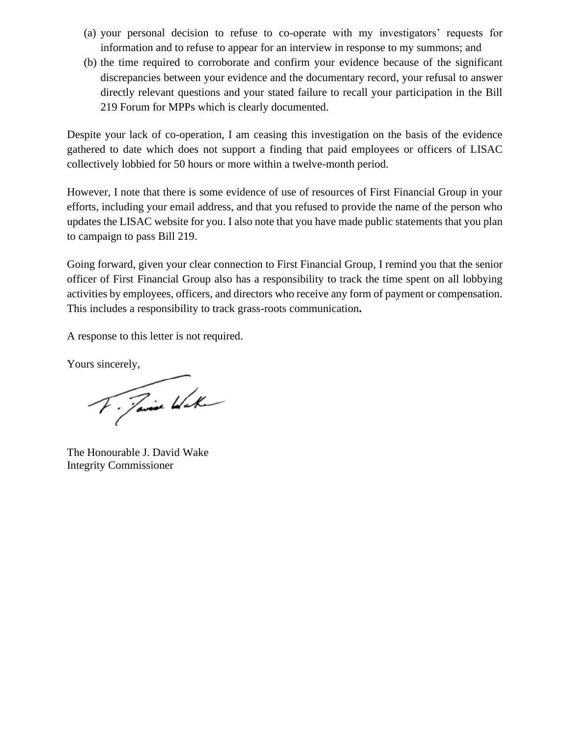(a) your personal decision to refuse to co-operate with my investigators' requests for information and to refuse to appear for an interview in response to my summons; and

(b) the time required to corroborate and confirm your evidence because of the significant discrepancies between your evidence and the documentary record, your refusal to answer directly relevant questions and your stated failure to recall your participation in the Bill 219 Forum for MPPs which is clearly documented.

Despite your lack of co-operation, I am ceasing this investigation on the basis of the evidence gathered to date which does not support a finding that paid employees or officers of LISAC collectively lobbied for 50 hours or more within a twelve-month period.

However, I note that there is some evidence of use of resources of First Financial Group in your efforts, including your email address, and that you refused to provide the name of the person who updates the LISAC website for you. I also note that you have made public statements that you plan to campaign to pass Bill 219.

Going forward, given your clear connection to First Financial Group, I remind you that the senior officer of First Financial Group also has a responsibility to track the time spent on all lobbying activities by employees, officers, and directors who receive any form of payment or compensation. This includes a responsibility to track grass-roots communication**.**

A response to this letter is not required.

Yours sincerely,

The Honourable J. David Wake
Integrity Commissioner